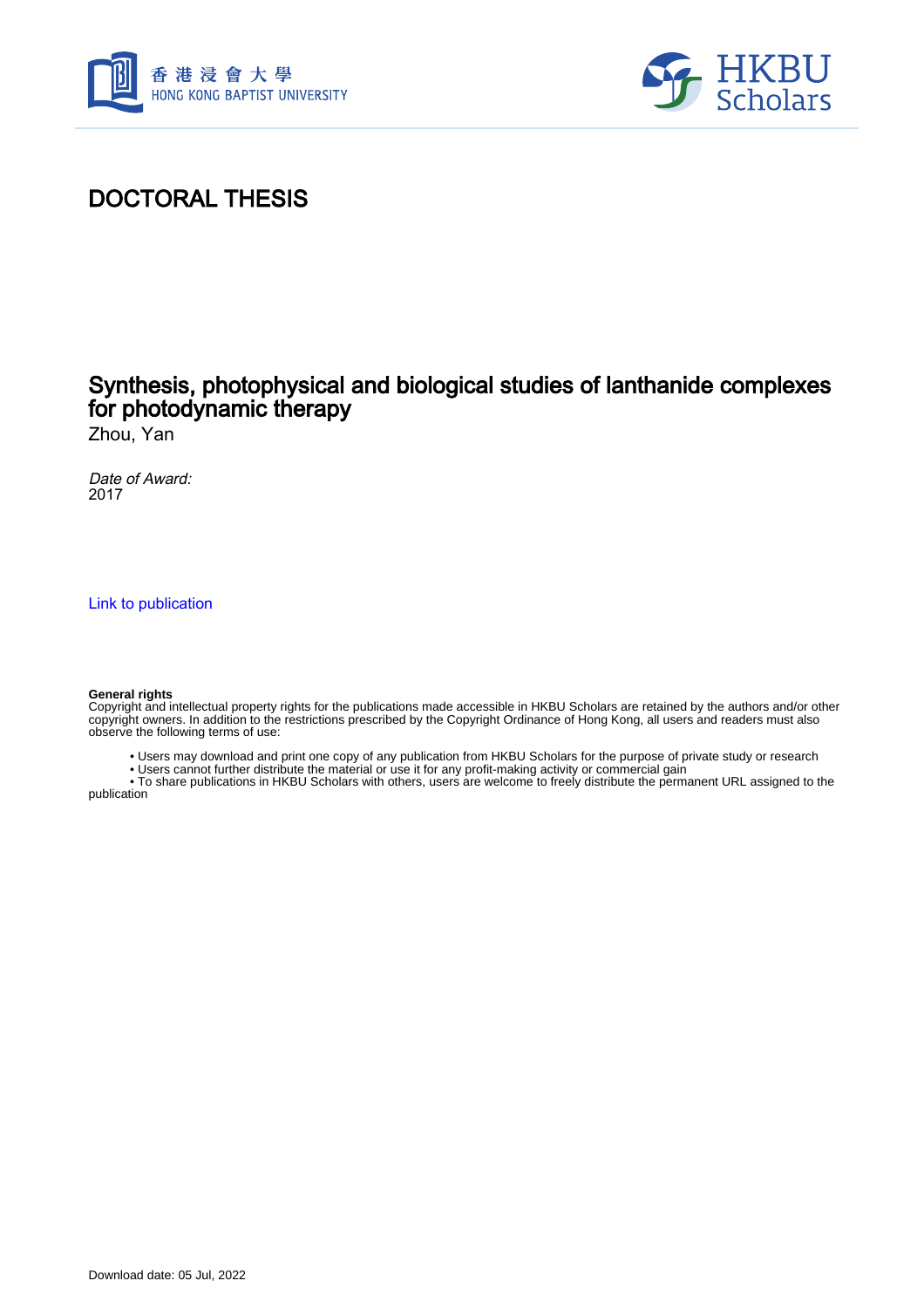# DOCTORAL THESIS

## Synthesis, photophysical and biological studies of lanthanide complexes for photodynamic therapy

Zhou, Yan

*Date of Award:*
2017

Link to publication

**General rights**
Copyright and intellectual property rights for the publications made accessible in HKBU Scholars are retained by the authors and/or other copyright owners. In addition to the restrictions prescribed by the Copyright Ordinance of Hong Kong, all users and readers must also observe the following terms of use:

- Users may download and print one copy of any publication from HKBU Scholars for the purpose of private study or research
- Users cannot further distribute the material or use it for any profit-making activity or commercial gain
- To share publications in HKBU Scholars with others, users are welcome to freely distribute the permanent URL assigned to the publication

Download date: 05 Jul, 2022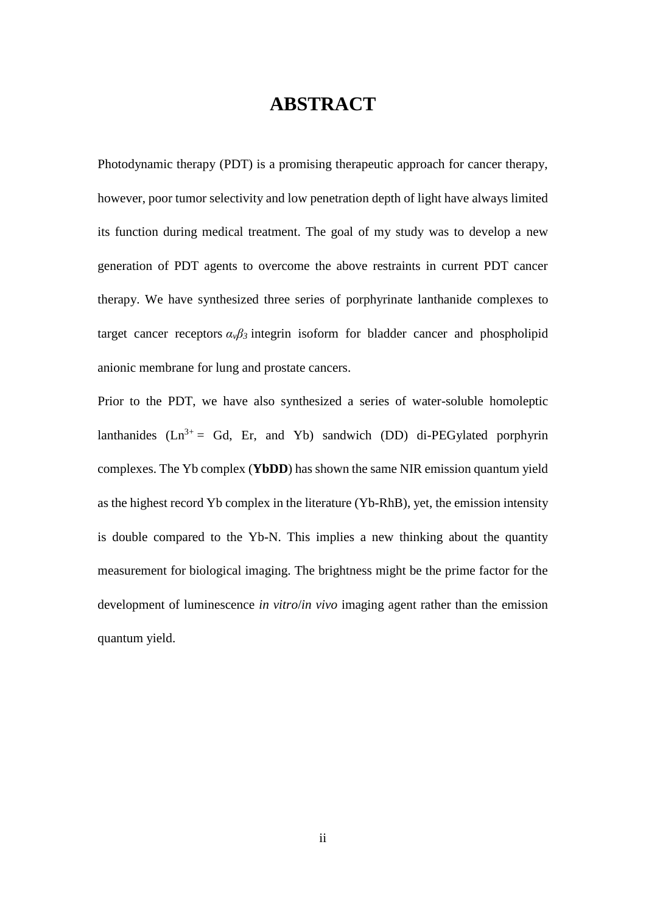# ABSTRACT

Photodynamic therapy (PDT) is a promising therapeutic approach for cancer therapy, however, poor tumor selectivity and low penetration depth of light have always limited its function during medical treatment. The goal of my study was to develop a new generation of PDT agents to overcome the above restraints in current PDT cancer therapy. We have synthesized three series of porphyrinate lanthanide complexes to target cancer receptors $\alpha_v\beta_3$ integrin isoform for bladder cancer and phospholipid anionic membrane for lung and prostate cancers.

Prior to the PDT, we have also synthesized a series of water-soluble homoleptic lanthanides ($Ln^{3+}$ = Gd, Er, and Yb) sandwich (DD) di-PEGylated porphyrin complexes. The Yb complex (**YbDD**) has shown the same NIR emission quantum yield as the highest record Yb complex in the literature (Yb-RhB), yet, the emission intensity is double compared to the Yb-N. This implies a new thinking about the quantity measurement for biological imaging. The brightness might be the prime factor for the development of luminescence *in vitro*/*in vivo* imaging agent rather than the emission quantum yield.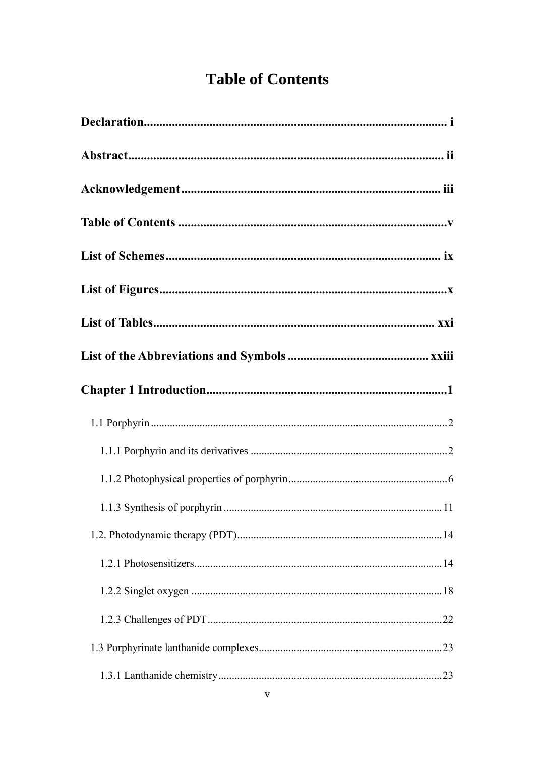# Table of Contents

**Declaration** ..... i

**Abstract** ..... ii

**Acknowledgement** ..... iii

**Table of Contents** ..... v

**List of Schemes** ..... ix

**List of Figures** ..... x

**List of Tables** ..... xxi

**List of the Abbreviations and Symbols** ..... xxiii

**Chapter 1 Introduction** ..... 1

- 1.1 Porphyrin ..... 2
  - 1.1.1 Porphyrin and its derivatives ..... 2
  - 1.1.2 Photophysical properties of porphyrin ..... 6
  - 1.1.3 Synthesis of porphyrin ..... 11
- 1.2. Photodynamic therapy (PDT) ..... 14
  - 1.2.1 Photosensitizers ..... 14
  - 1.2.2 Singlet oxygen ..... 18
  - 1.2.3 Challenges of PDT ..... 22
- 1.3 Porphyrinate lanthanide complexes ..... 23
  - 1.3.1 Lanthanide chemistry ..... 23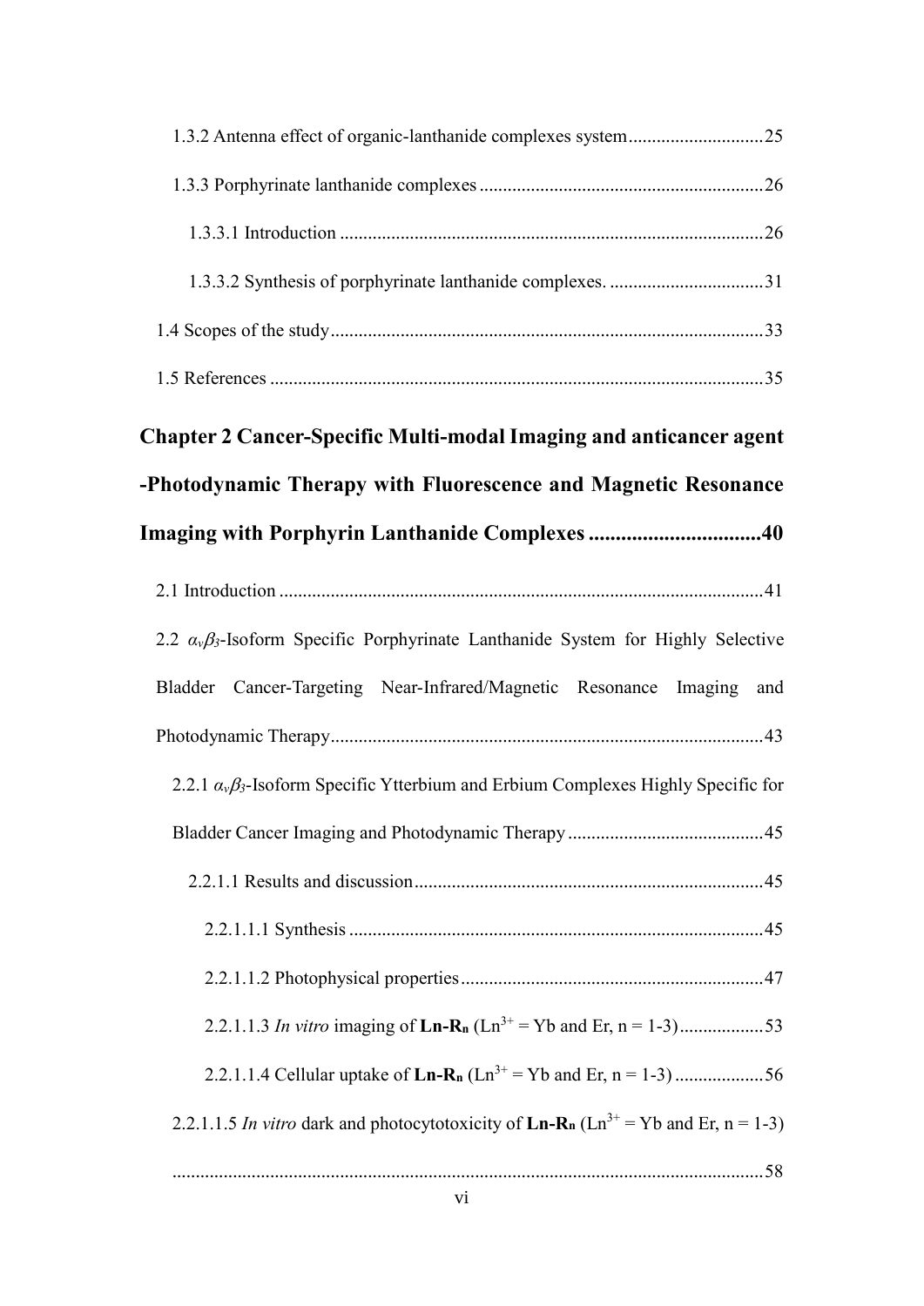1.3.2 Antenna effect of organic-lanthanide complexes system ............................25

1.3.3 Porphyrinate lanthanide complexes ............................................................26

1.3.3.1 Introduction ..........................................................................................26

1.3.3.2 Synthesis of porphyrinate lanthanide complexes. .................................31

1.4 Scopes of the study ............................................................................................33

1.5 References .........................................................................................................35

**Chapter 2 Cancer-Specific Multi-modal Imaging and anticancer agent -Photodynamic Therapy with Fluorescence and Magnetic Resonance Imaging with Porphyrin Lanthanide Complexes ................................40**

2.1 Introduction .......................................................................................................41

2.2 $\alpha_v\beta_3$-Isoform Specific Porphyrinate Lanthanide System for Highly Selective Bladder Cancer-Targeting Near-Infrared/Magnetic Resonance Imaging and Photodynamic Therapy ............................................................................................43

2.2.1 $\alpha_v\beta_3$-Isoform Specific Ytterbium and Erbium Complexes Highly Specific for Bladder Cancer Imaging and Photodynamic Therapy ..........................................45

2.2.1.1 Results and discussion ..........................................................................45

2.2.1.1.1 Synthesis ........................................................................................45

2.2.1.1.2 Photophysical properties ................................................................47

2.2.1.1.3 *In vitro* imaging of **Ln-R$_n$** ($Ln^{3+}$ = Yb and Er, n = 1-3) .................53

2.2.1.1.4 Cellular uptake of **Ln-R$_n$** ($Ln^{3+}$ = Yb and Er, n = 1-3) ..................56

2.2.1.1.5 *In vitro* dark and photocytotoxicity of **Ln-R$_n$** ($Ln^{3+}$ = Yb and Er, n = 1-3) ..............................................................................................................58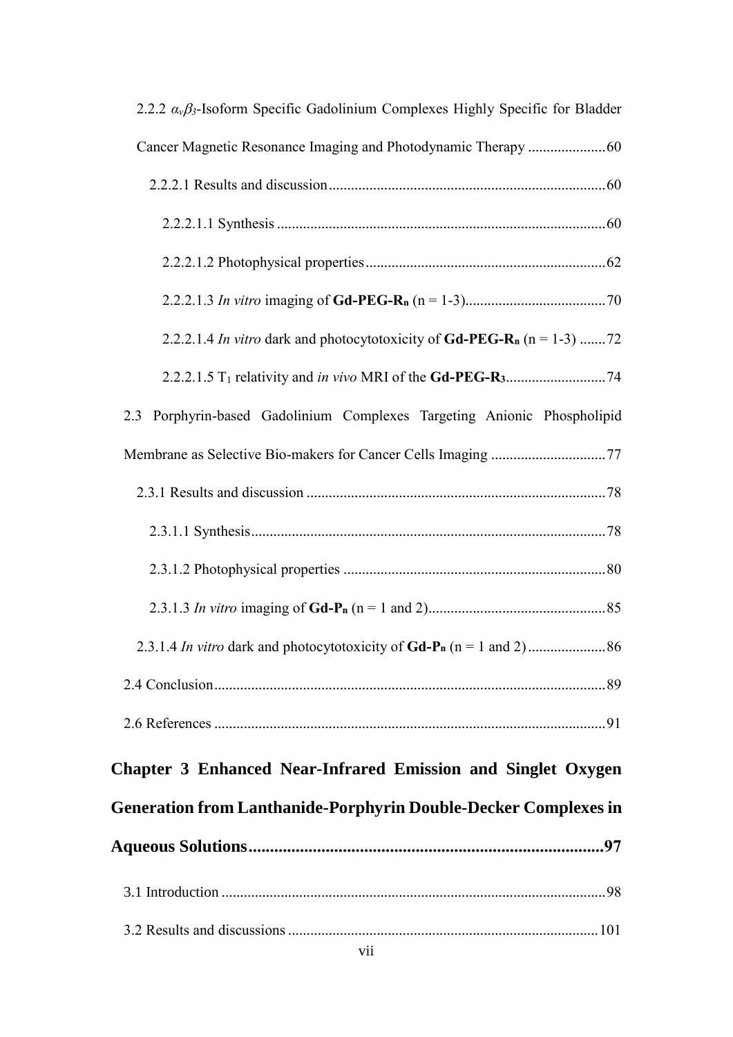2.2.2 $\alpha_v\beta_3$-Isoform Specific Gadolinium Complexes Highly Specific for Bladder Cancer Magnetic Resonance Imaging and Photodynamic Therapy ..................... 60

2.2.2.1 Results and discussion ........................................................................... 60

2.2.2.1.1 Synthesis ........................................................................................ 60

2.2.2.1.2 Photophysical properties ................................................................. 62

2.2.2.1.3 *In vitro* imaging of **Gd-PEG-R$_n$** (n = 1-3) ...................................... 70

2.2.2.1.4 *In vitro* dark and photocytotoxicity of **Gd-PEG-R$_n$** (n = 1-3) ....... 72

2.2.2.1.5 $T_1$ relativity and *in vivo* MRI of the **Gd-PEG-R$_3$** ........................... 74

2.3 Porphyrin-based Gadolinium Complexes Targeting Anionic Phospholipid Membrane as Selective Bio-makers for Cancer Cells Imaging ............................... 77

2.3.1 Results and discussion ................................................................................ 78

2.3.1.1 Synthesis ............................................................................................... 78

2.3.1.2 Photophysical properties ...................................................................... 80

2.3.1.3 *In vitro* imaging of **Gd-P$_n$** (n = 1 and 2) ................................................ 85

2.3.1.4 *In vitro* dark and photocytotoxicity of **Gd-P$_n$** (n = 1 and 2) ..................... 86

2.4 Conclusion ......................................................................................................... 89

2.6 References ......................................................................................................... 91

**Chapter 3 Enhanced Near-Infrared Emission and Singlet Oxygen Generation from Lanthanide-Porphyrin Double-Decker Complexes in Aqueous Solutions ................................................................................... 97**

3.1 Introduction ....................................................................................................... 98

3.2 Results and discussions ................................................................................... 101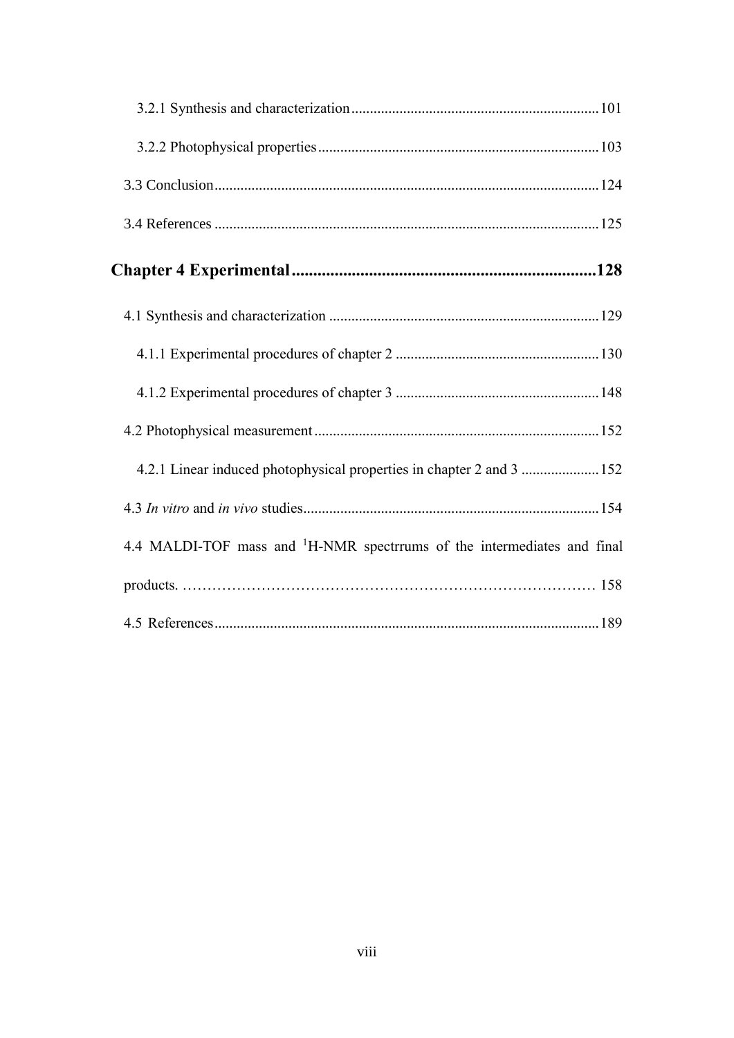3.2.1 Synthesis and characterization .......... 101

3.2.2 Photophysical properties .......... 103

3.3 Conclusion .......... 124

3.4 References .......... 125

**Chapter 4 Experimental .......... 128**

4.1 Synthesis and characterization .......... 129

4.1.1 Experimental procedures of chapter 2 .......... 130

4.1.2 Experimental procedures of chapter 3 .......... 148

4.2 Photophysical measurement .......... 152

4.2.1 Linear induced photophysical properties in chapter 2 and 3 .......... 152

4.3 *In vitro* and *in vivo* studies .......... 154

4.4 MALDI-TOF mass and $^{1}$H-NMR spectrrums of the intermediates and final products. .......... 158

4.5 References .......... 189